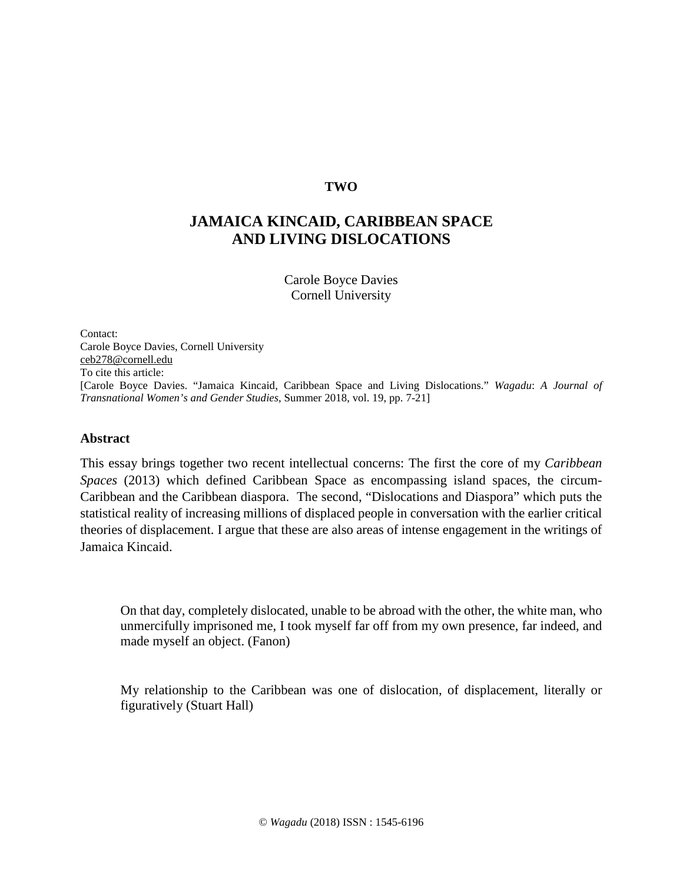**TWO**

# JAMAICA KINCAID, CARIBBEAN SPACE AND LIVING DISLOCATIONS

Carole Boyce Davies
Cornell University

Contact:
Carole Boyce Davies, Cornell University
ceb278@cornell.edu
To cite this article:
[Carole Boyce Davies. "Jamaica Kincaid, Caribbean Space and Living Dislocations." *Wagadu*: *A Journal of Transnational Women's and Gender Studies*, Summer 2018, vol. 19, pp. 7-21]

## Abstract

This essay brings together two recent intellectual concerns: The first the core of my *Caribbean Spaces* (2013) which defined Caribbean Space as encompassing island spaces, the circum-Caribbean and the Caribbean diaspora. The second, "Dislocations and Diaspora" which puts the statistical reality of increasing millions of displaced people in conversation with the earlier critical theories of displacement. I argue that these are also areas of intense engagement in the writings of Jamaica Kincaid.

> On that day, completely dislocated, unable to be abroad with the other, the white man, who unmercifully imprisoned me, I took myself far off from my own presence, far indeed, and made myself an object. (Fanon)

> My relationship to the Caribbean was one of dislocation, of displacement, literally or figuratively (Stuart Hall)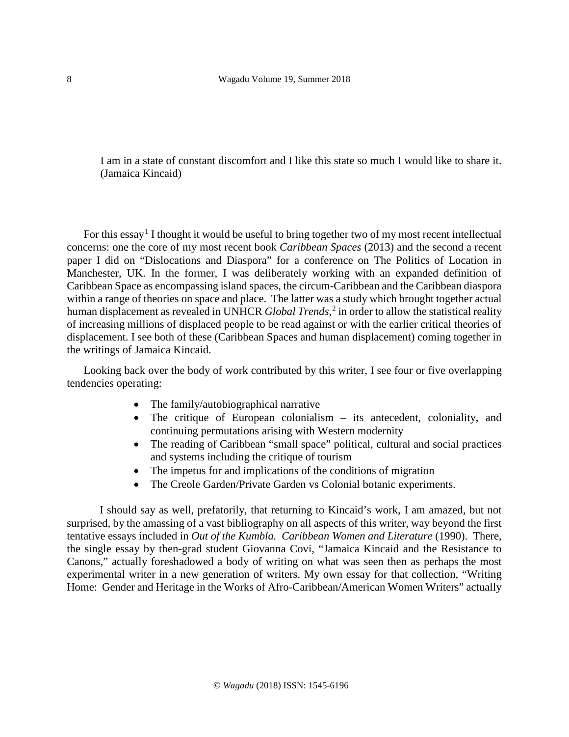> I am in a state of constant discomfort and I like this state so much I would like to share it. (Jamaica Kincaid)

For this essay[1] I thought it would be useful to bring together two of my most recent intellectual concerns: one the core of my most recent book *Caribbean Spaces* (2013) and the second a recent paper I did on "Dislocations and Diaspora" for a conference on The Politics of Location in Manchester, UK. In the former, I was deliberately working with an expanded definition of Caribbean Space as encompassing island spaces, the circum-Caribbean and the Caribbean diaspora within a range of theories on space and place. The latter was a study which brought together actual human displacement as revealed in UNHCR *Global Trends*,[2] in order to allow the statistical reality of increasing millions of displaced people to be read against or with the earlier critical theories of displacement. I see both of these (Caribbean Spaces and human displacement) coming together in the writings of Jamaica Kincaid.

Looking back over the body of work contributed by this writer, I see four or five overlapping tendencies operating:

- The family/autobiographical narrative
- The critique of European colonialism – its antecedent, coloniality, and continuing permutations arising with Western modernity
- The reading of Caribbean "small space" political, cultural and social practices and systems including the critique of tourism
- The impetus for and implications of the conditions of migration
- The Creole Garden/Private Garden vs Colonial botanic experiments.

I should say as well, prefatorily, that returning to Kincaid's work, I am amazed, but not surprised, by the amassing of a vast bibliography on all aspects of this writer, way beyond the first tentative essays included in *Out of the Kumbla. Caribbean Women and Literature* (1990). There, the single essay by then-grad student Giovanna Covi, "Jamaica Kincaid and the Resistance to Canons," actually foreshadowed a body of writing on what was seen then as perhaps the most experimental writer in a new generation of writers. My own essay for that collection, "Writing Home: Gender and Heritage in the Works of Afro-Caribbean/American Women Writers" actually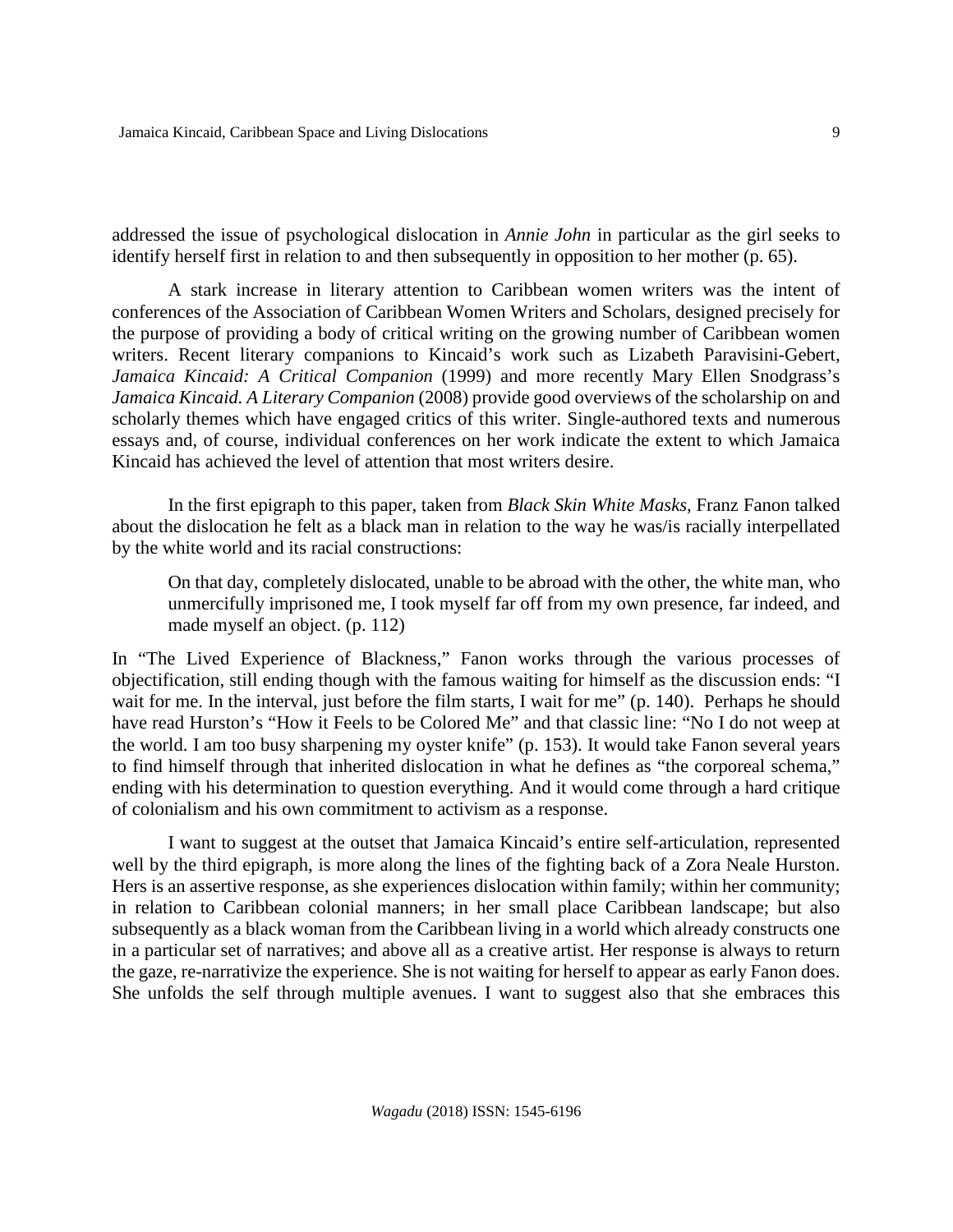addressed the issue of psychological dislocation in *Annie John* in particular as the girl seeks to identify herself first in relation to and then subsequently in opposition to her mother (p. 65).

A stark increase in literary attention to Caribbean women writers was the intent of conferences of the Association of Caribbean Women Writers and Scholars, designed precisely for the purpose of providing a body of critical writing on the growing number of Caribbean women writers. Recent literary companions to Kincaid's work such as Lizabeth Paravisini-Gebert, *Jamaica Kincaid: A Critical Companion* (1999) and more recently Mary Ellen Snodgrass's *Jamaica Kincaid. A Literary Companion* (2008) provide good overviews of the scholarship on and scholarly themes which have engaged critics of this writer. Single-authored texts and numerous essays and, of course, individual conferences on her work indicate the extent to which Jamaica Kincaid has achieved the level of attention that most writers desire.

In the first epigraph to this paper, taken from *Black Skin White Masks*, Franz Fanon talked about the dislocation he felt as a black man in relation to the way he was/is racially interpellated by the white world and its racial constructions:

> On that day, completely dislocated, unable to be abroad with the other, the white man, who unmercifully imprisoned me, I took myself far off from my own presence, far indeed, and made myself an object. (p. 112)

In "The Lived Experience of Blackness," Fanon works through the various processes of objectification, still ending though with the famous waiting for himself as the discussion ends: "I wait for me. In the interval, just before the film starts, I wait for me" (p. 140). Perhaps he should have read Hurston's "How it Feels to be Colored Me" and that classic line: "No I do not weep at the world. I am too busy sharpening my oyster knife" (p. 153). It would take Fanon several years to find himself through that inherited dislocation in what he defines as "the corporeal schema," ending with his determination to question everything. And it would come through a hard critique of colonialism and his own commitment to activism as a response.

I want to suggest at the outset that Jamaica Kincaid's entire self-articulation, represented well by the third epigraph, is more along the lines of the fighting back of a Zora Neale Hurston. Hers is an assertive response, as she experiences dislocation within family; within her community; in relation to Caribbean colonial manners; in her small place Caribbean landscape; but also subsequently as a black woman from the Caribbean living in a world which already constructs one in a particular set of narratives; and above all as a creative artist. Her response is always to return the gaze, re-narrativize the experience. She is not waiting for herself to appear as early Fanon does. She unfolds the self through multiple avenues. I want to suggest also that she embraces this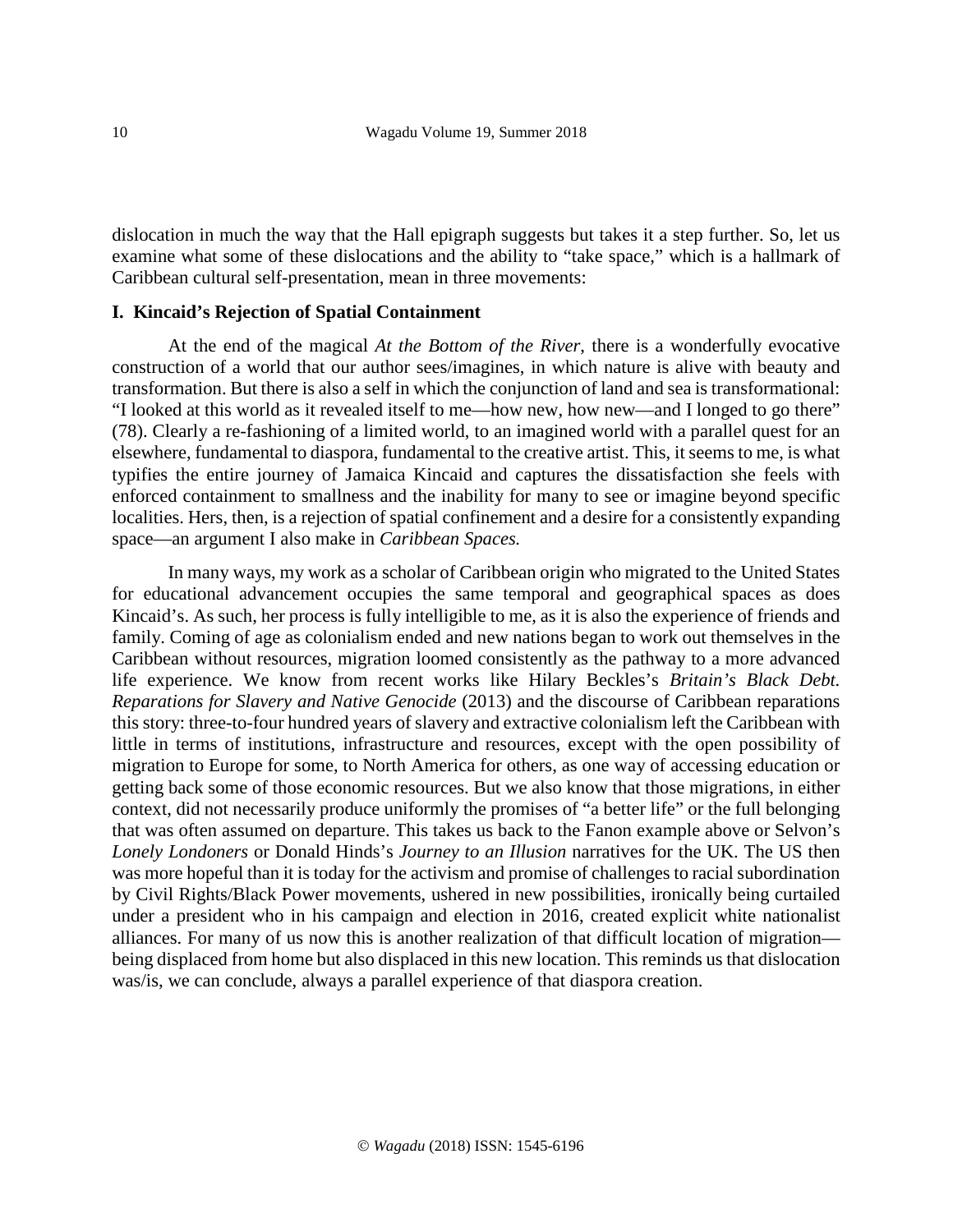dislocation in much the way that the Hall epigraph suggests but takes it a step further. So, let us examine what some of these dislocations and the ability to "take space," which is a hallmark of Caribbean cultural self-presentation, mean in three movements:

## I. Kincaid's Rejection of Spatial Containment

At the end of the magical *At the Bottom of the River*, there is a wonderfully evocative construction of a world that our author sees/imagines, in which nature is alive with beauty and transformation. But there is also a self in which the conjunction of land and sea is transformational: "I looked at this world as it revealed itself to me—how new, how new—and I longed to go there" (78). Clearly a re-fashioning of a limited world, to an imagined world with a parallel quest for an elsewhere, fundamental to diaspora, fundamental to the creative artist. This, it seems to me, is what typifies the entire journey of Jamaica Kincaid and captures the dissatisfaction she feels with enforced containment to smallness and the inability for many to see or imagine beyond specific localities. Hers, then, is a rejection of spatial confinement and a desire for a consistently expanding space—an argument I also make in *Caribbean Spaces.*

In many ways, my work as a scholar of Caribbean origin who migrated to the United States for educational advancement occupies the same temporal and geographical spaces as does Kincaid's. As such, her process is fully intelligible to me, as it is also the experience of friends and family. Coming of age as colonialism ended and new nations began to work out themselves in the Caribbean without resources, migration loomed consistently as the pathway to a more advanced life experience. We know from recent works like Hilary Beckles's *Britain's Black Debt. Reparations for Slavery and Native Genocide* (2013) and the discourse of Caribbean reparations this story: three-to-four hundred years of slavery and extractive colonialism left the Caribbean with little in terms of institutions, infrastructure and resources, except with the open possibility of migration to Europe for some, to North America for others, as one way of accessing education or getting back some of those economic resources. But we also know that those migrations, in either context, did not necessarily produce uniformly the promises of "a better life" or the full belonging that was often assumed on departure. This takes us back to the Fanon example above or Selvon's *Lonely Londoners* or Donald Hinds's *Journey to an Illusion* narratives for the UK. The US then was more hopeful than it is today for the activism and promise of challenges to racial subordination by Civil Rights/Black Power movements, ushered in new possibilities, ironically being curtailed under a president who in his campaign and election in 2016, created explicit white nationalist alliances. For many of us now this is another realization of that difficult location of migration—being displaced from home but also displaced in this new location. This reminds us that dislocation was/is, we can conclude, always a parallel experience of that diaspora creation.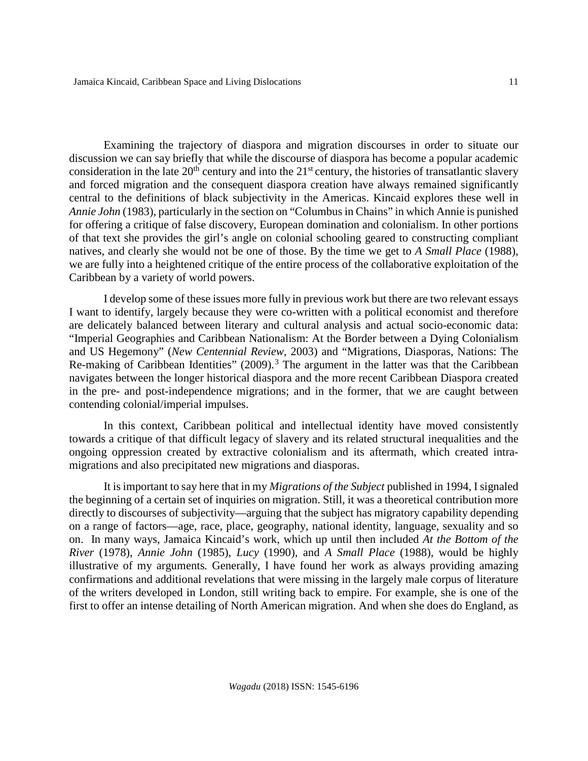Examining the trajectory of diaspora and migration discourses in order to situate our discussion we can say briefly that while the discourse of diaspora has become a popular academic consideration in the late 20th century and into the 21st century, the histories of transatlantic slavery and forced migration and the consequent diaspora creation have always remained significantly central to the definitions of black subjectivity in the Americas. Kincaid explores these well in *Annie John* (1983), particularly in the section on "Columbus in Chains" in which Annie is punished for offering a critique of false discovery, European domination and colonialism. In other portions of that text she provides the girl's angle on colonial schooling geared to constructing compliant natives, and clearly she would not be one of those. By the time we get to *A Small Place* (1988), we are fully into a heightened critique of the entire process of the collaborative exploitation of the Caribbean by a variety of world powers.

I develop some of these issues more fully in previous work but there are two relevant essays I want to identify, largely because they were co-written with a political economist and therefore are delicately balanced between literary and cultural analysis and actual socio-economic data: "Imperial Geographies and Caribbean Nationalism: At the Border between a Dying Colonialism and US Hegemony" (*New Centennial Review*, 2003) and "Migrations, Diasporas, Nations: The Re-making of Caribbean Identities" (2009).[3] The argument in the latter was that the Caribbean navigates between the longer historical diaspora and the more recent Caribbean Diaspora created in the pre- and post-independence migrations; and in the former, that we are caught between contending colonial/imperial impulses.

In this context, Caribbean political and intellectual identity have moved consistently towards a critique of that difficult legacy of slavery and its related structural inequalities and the ongoing oppression created by extractive colonialism and its aftermath, which created intra-migrations and also precipitated new migrations and diasporas.

It is important to say here that in my *Migrations of the Subject* published in 1994, I signaled the beginning of a certain set of inquiries on migration. Still, it was a theoretical contribution more directly to discourses of subjectivity—arguing that the subject has migratory capability depending on a range of factors—age, race, place, geography, national identity, language, sexuality and so on. In many ways, Jamaica Kincaid's work, which up until then included *At the Bottom of the River* (1978), *Annie John* (1985), *Lucy* (1990), and *A Small Place* (1988), would be highly illustrative of my arguments. Generally, I have found her work as always providing amazing confirmations and additional revelations that were missing in the largely male corpus of literature of the writers developed in London, still writing back to empire. For example, she is one of the first to offer an intense detailing of North American migration. And when she does do England, as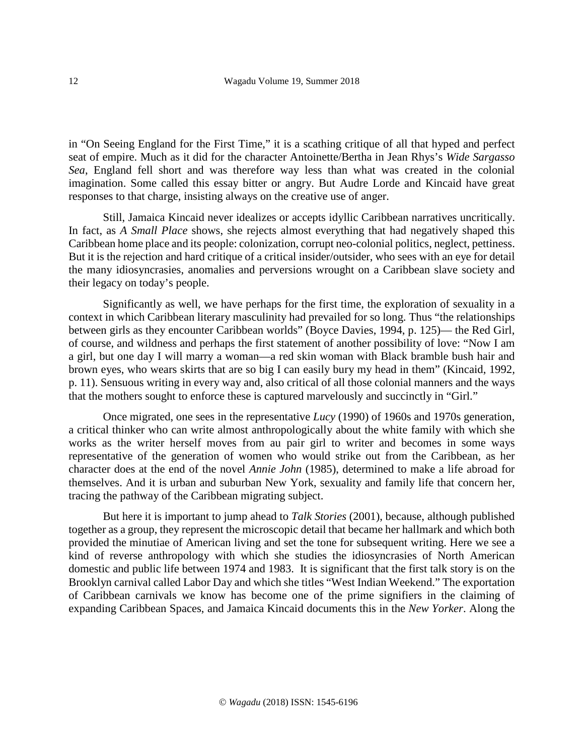in "On Seeing England for the First Time," it is a scathing critique of all that hyped and perfect seat of empire. Much as it did for the character Antoinette/Bertha in Jean Rhys's *Wide Sargasso Sea*, England fell short and was therefore way less than what was created in the colonial imagination. Some called this essay bitter or angry. But Audre Lorde and Kincaid have great responses to that charge, insisting always on the creative use of anger.

Still, Jamaica Kincaid never idealizes or accepts idyllic Caribbean narratives uncritically. In fact, as *A Small Place* shows, she rejects almost everything that had negatively shaped this Caribbean home place and its people: colonization, corrupt neo-colonial politics, neglect, pettiness. But it is the rejection and hard critique of a critical insider/outsider, who sees with an eye for detail the many idiosyncrasies, anomalies and perversions wrought on a Caribbean slave society and their legacy on today's people.

Significantly as well, we have perhaps for the first time, the exploration of sexuality in a context in which Caribbean literary masculinity had prevailed for so long. Thus "the relationships between girls as they encounter Caribbean worlds" (Boyce Davies, 1994, p. 125)— the Red Girl, of course, and wildness and perhaps the first statement of another possibility of love: "Now I am a girl, but one day I will marry a woman—a red skin woman with Black bramble bush hair and brown eyes, who wears skirts that are so big I can easily bury my head in them" (Kincaid, 1992, p. 11). Sensuous writing in every way and, also critical of all those colonial manners and the ways that the mothers sought to enforce these is captured marvelously and succinctly in "Girl."

Once migrated, one sees in the representative *Lucy* (1990) of 1960s and 1970s generation, a critical thinker who can write almost anthropologically about the white family with which she works as the writer herself moves from au pair girl to writer and becomes in some ways representative of the generation of women who would strike out from the Caribbean, as her character does at the end of the novel *Annie John* (1985), determined to make a life abroad for themselves. And it is urban and suburban New York, sexuality and family life that concern her, tracing the pathway of the Caribbean migrating subject.

But here it is important to jump ahead to *Talk Stories* (2001), because, although published together as a group, they represent the microscopic detail that became her hallmark and which both provided the minutiae of American living and set the tone for subsequent writing. Here we see a kind of reverse anthropology with which she studies the idiosyncrasies of North American domestic and public life between 1974 and 1983. It is significant that the first talk story is on the Brooklyn carnival called Labor Day and which she titles "West Indian Weekend." The exportation of Caribbean carnivals we know has become one of the prime signifiers in the claiming of expanding Caribbean Spaces, and Jamaica Kincaid documents this in the *New Yorker*. Along the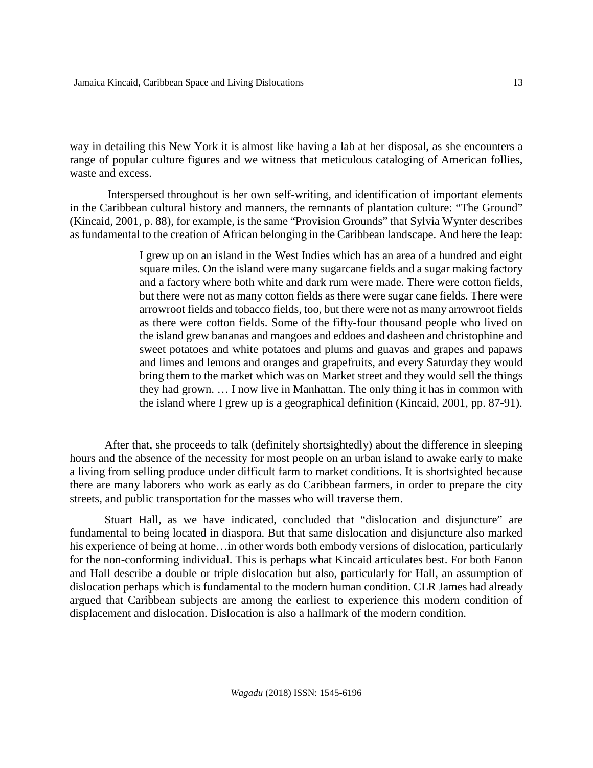way in detailing this New York it is almost like having a lab at her disposal, as she encounters a range of popular culture figures and we witness that meticulous cataloging of American follies, waste and excess.

Interspersed throughout is her own self-writing, and identification of important elements in the Caribbean cultural history and manners, the remnants of plantation culture: "The Ground" (Kincaid, 2001, p. 88), for example, is the same "Provision Grounds" that Sylvia Wynter describes as fundamental to the creation of African belonging in the Caribbean landscape. And here the leap:

> I grew up on an island in the West Indies which has an area of a hundred and eight square miles. On the island were many sugarcane fields and a sugar making factory and a factory where both white and dark rum were made. There were cotton fields, but there were not as many cotton fields as there were sugar cane fields. There were arrowroot fields and tobacco fields, too, but there were not as many arrowroot fields as there were cotton fields. Some of the fifty-four thousand people who lived on the island grew bananas and mangoes and eddoes and dasheen and christophine and sweet potatoes and white potatoes and plums and guavas and grapes and papaws and limes and lemons and oranges and grapefruits, and every Saturday they would bring them to the market which was on Market street and they would sell the things they had grown. … I now live in Manhattan. The only thing it has in common with the island where I grew up is a geographical definition (Kincaid, 2001, pp. 87-91).

After that, she proceeds to talk (definitely shortsightedly) about the difference in sleeping hours and the absence of the necessity for most people on an urban island to awake early to make a living from selling produce under difficult farm to market conditions. It is shortsighted because there are many laborers who work as early as do Caribbean farmers, in order to prepare the city streets, and public transportation for the masses who will traverse them.

Stuart Hall, as we have indicated, concluded that "dislocation and disjuncture" are fundamental to being located in diaspora. But that same dislocation and disjuncture also marked his experience of being at home…in other words both embody versions of dislocation, particularly for the non-conforming individual. This is perhaps what Kincaid articulates best. For both Fanon and Hall describe a double or triple dislocation but also, particularly for Hall, an assumption of dislocation perhaps which is fundamental to the modern human condition. CLR James had already argued that Caribbean subjects are among the earliest to experience this modern condition of displacement and dislocation. Dislocation is also a hallmark of the modern condition.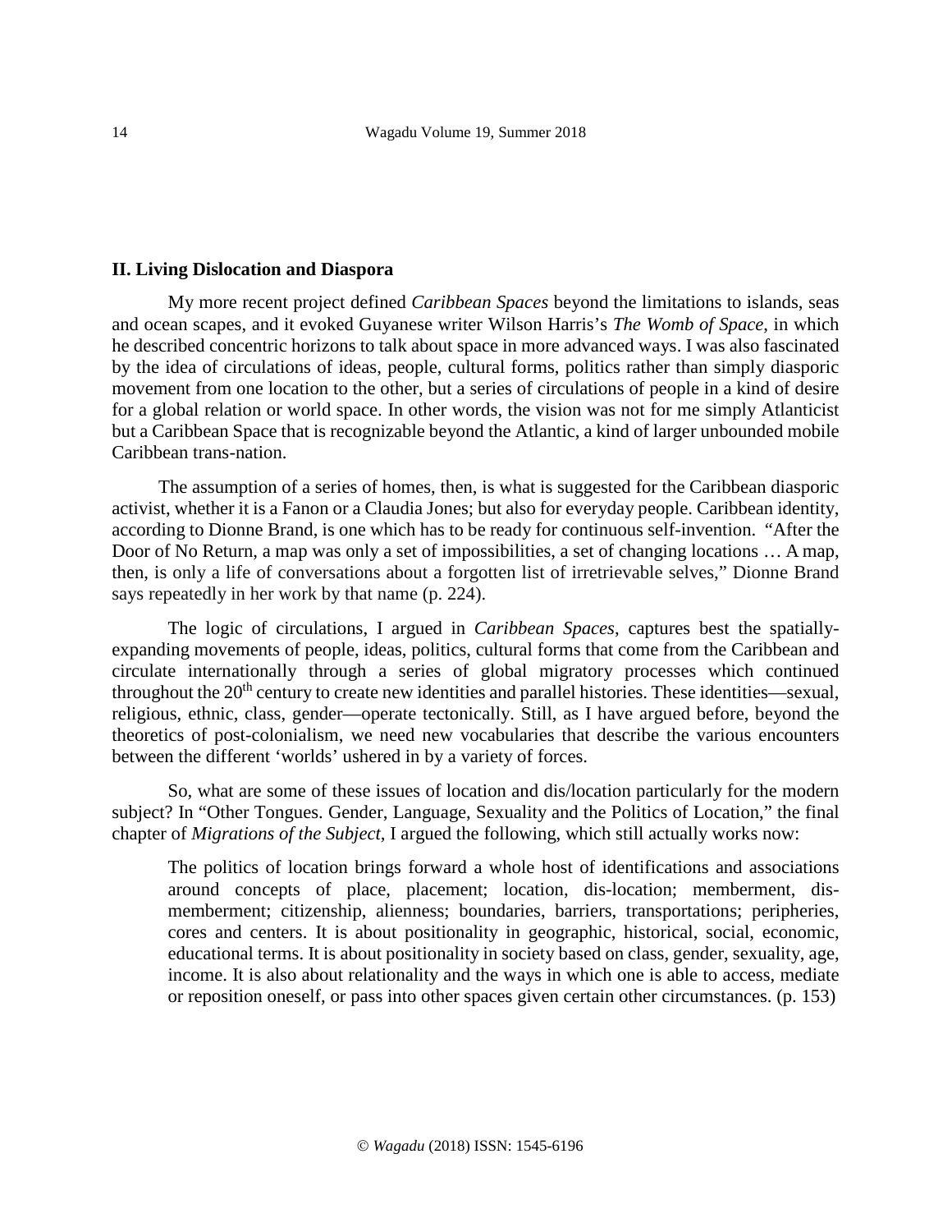## II. Living Dislocation and Diaspora

My more recent project defined *Caribbean Spaces* beyond the limitations to islands, seas and ocean scapes, and it evoked Guyanese writer Wilson Harris's *The Womb of Space*, in which he described concentric horizons to talk about space in more advanced ways. I was also fascinated by the idea of circulations of ideas, people, cultural forms, politics rather than simply diasporic movement from one location to the other, but a series of circulations of people in a kind of desire for a global relation or world space. In other words, the vision was not for me simply Atlanticist but a Caribbean Space that is recognizable beyond the Atlantic, a kind of larger unbounded mobile Caribbean trans-nation.

The assumption of a series of homes, then, is what is suggested for the Caribbean diasporic activist, whether it is a Fanon or a Claudia Jones; but also for everyday people. Caribbean identity, according to Dionne Brand, is one which has to be ready for continuous self-invention. "After the Door of No Return, a map was only a set of impossibilities, a set of changing locations … A map, then, is only a life of conversations about a forgotten list of irretrievable selves," Dionne Brand says repeatedly in her work by that name (p. 224).

The logic of circulations, I argued in *Caribbean Spaces*, captures best the spatially-expanding movements of people, ideas, politics, cultural forms that come from the Caribbean and circulate internationally through a series of global migratory processes which continued throughout the 20th century to create new identities and parallel histories. These identities—sexual, religious, ethnic, class, gender—operate tectonically. Still, as I have argued before, beyond the theoretics of post-colonialism, we need new vocabularies that describe the various encounters between the different 'worlds' ushered in by a variety of forces.

So, what are some of these issues of location and dis/location particularly for the modern subject? In "Other Tongues. Gender, Language, Sexuality and the Politics of Location," the final chapter of *Migrations of the Subject*, I argued the following, which still actually works now:

> The politics of location brings forward a whole host of identifications and associations around concepts of place, placement; location, dis-location; memberment, dis-memberment; citizenship, alienness; boundaries, barriers, transportations; peripheries, cores and centers. It is about positionality in geographic, historical, social, economic, educational terms. It is about positionality in society based on class, gender, sexuality, age, income. It is also about relationality and the ways in which one is able to access, mediate or reposition oneself, or pass into other spaces given certain other circumstances. (p. 153)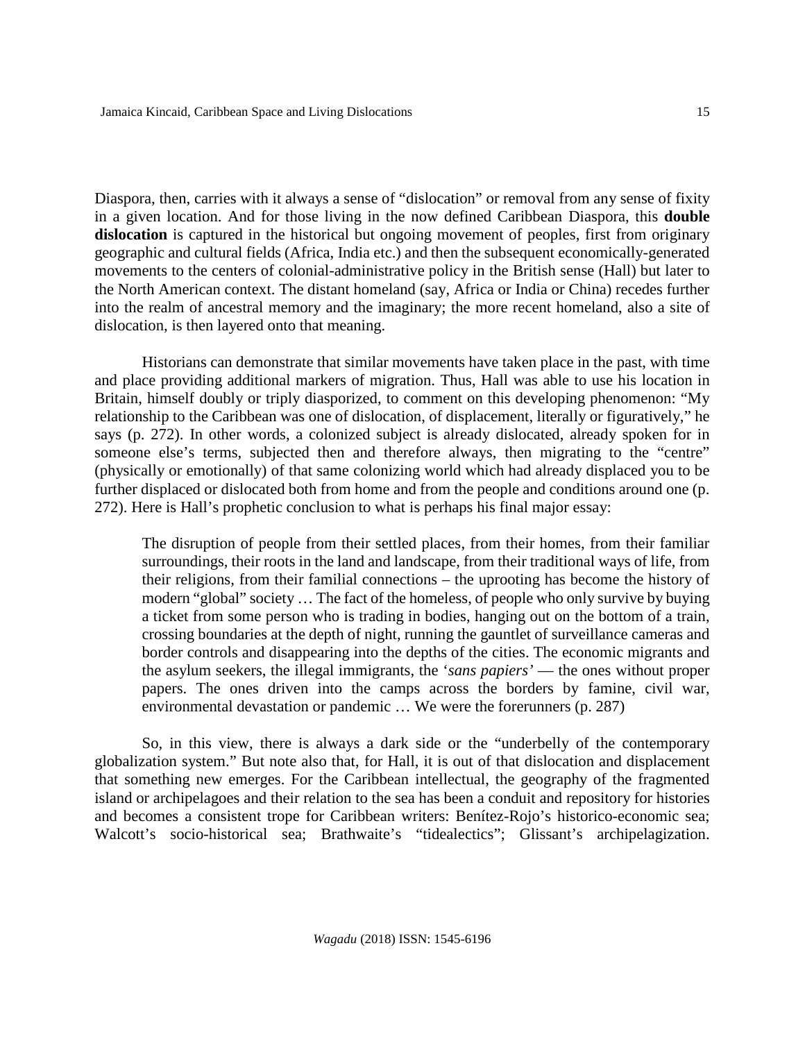Diaspora, then, carries with it always a sense of "dislocation" or removal from any sense of fixity in a given location. And for those living in the now defined Caribbean Diaspora, this **double dislocation** is captured in the historical but ongoing movement of peoples, first from originary geographic and cultural fields (Africa, India etc.) and then the subsequent economically-generated movements to the centers of colonial-administrative policy in the British sense (Hall) but later to the North American context. The distant homeland (say, Africa or India or China) recedes further into the realm of ancestral memory and the imaginary; the more recent homeland, also a site of dislocation, is then layered onto that meaning.

Historians can demonstrate that similar movements have taken place in the past, with time and place providing additional markers of migration. Thus, Hall was able to use his location in Britain, himself doubly or triply diasporized, to comment on this developing phenomenon: "My relationship to the Caribbean was one of dislocation, of displacement, literally or figuratively," he says (p. 272). In other words, a colonized subject is already dislocated, already spoken for in someone else's terms, subjected then and therefore always, then migrating to the "centre" (physically or emotionally) of that same colonizing world which had already displaced you to be further displaced or dislocated both from home and from the people and conditions around one (p. 272). Here is Hall's prophetic conclusion to what is perhaps his final major essay:

> The disruption of people from their settled places, from their homes, from their familiar surroundings, their roots in the land and landscape, from their traditional ways of life, from their religions, from their familial connections – the uprooting has become the history of modern "global" society … The fact of the homeless, of people who only survive by buying a ticket from some person who is trading in bodies, hanging out on the bottom of a train, crossing boundaries at the depth of night, running the gauntlet of surveillance cameras and border controls and disappearing into the depths of the cities. The economic migrants and the asylum seekers, the illegal immigrants, the *'sans papiers'* — the ones without proper papers. The ones driven into the camps across the borders by famine, civil war, environmental devastation or pandemic … We were the forerunners (p. 287)

So, in this view, there is always a dark side or the "underbelly of the contemporary globalization system." But note also that, for Hall, it is out of that dislocation and displacement that something new emerges. For the Caribbean intellectual, the geography of the fragmented island or archipelagoes and their relation to the sea has been a conduit and repository for histories and becomes a consistent trope for Caribbean writers: Benítez-Rojo's historico-economic sea; Walcott's socio-historical sea; Brathwaite's "tidealectics"; Glissant's archipelagization.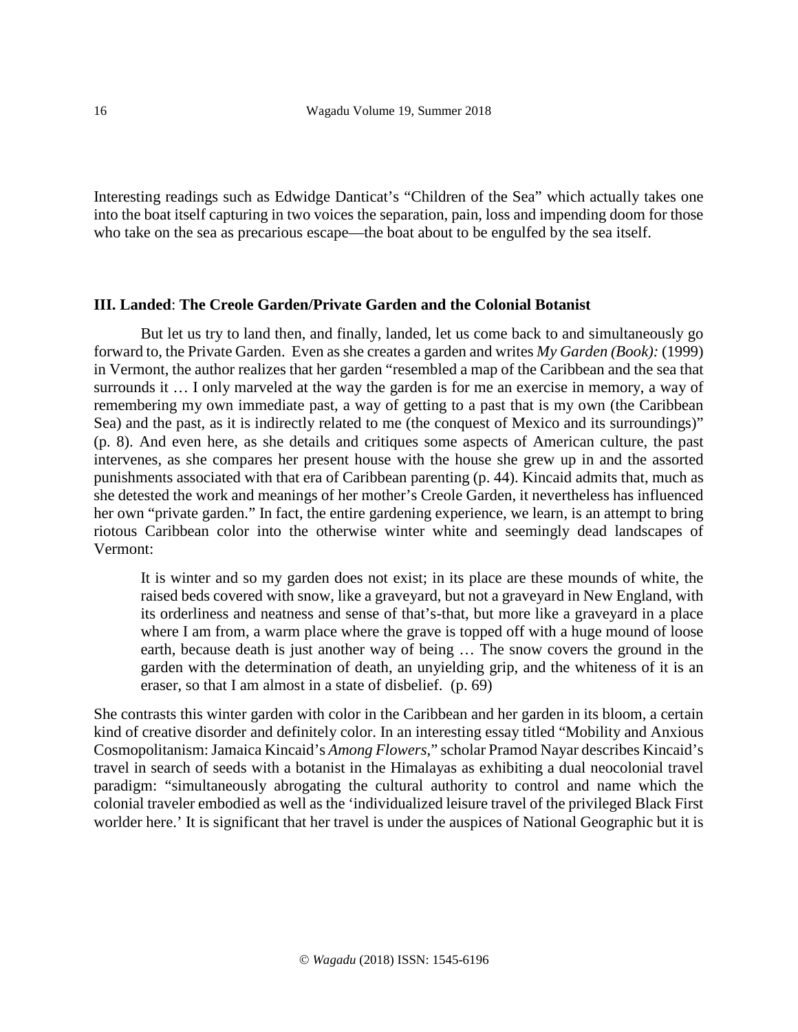Interesting readings such as Edwidge Danticat's "Children of the Sea" which actually takes one into the boat itself capturing in two voices the separation, pain, loss and impending doom for those who take on the sea as precarious escape—the boat about to be engulfed by the sea itself.

### III. Landed: The Creole Garden/Private Garden and the Colonial Botanist

But let us try to land then, and finally, landed, let us come back to and simultaneously go forward to, the Private Garden. Even as she creates a garden and writes *My Garden (Book):* (1999) in Vermont, the author realizes that her garden "resembled a map of the Caribbean and the sea that surrounds it … I only marveled at the way the garden is for me an exercise in memory, a way of remembering my own immediate past, a way of getting to a past that is my own (the Caribbean Sea) and the past, as it is indirectly related to me (the conquest of Mexico and its surroundings)" (p. 8). And even here, as she details and critiques some aspects of American culture, the past intervenes, as she compares her present house with the house she grew up in and the assorted punishments associated with that era of Caribbean parenting (p. 44). Kincaid admits that, much as she detested the work and meanings of her mother's Creole Garden, it nevertheless has influenced her own "private garden." In fact, the entire gardening experience, we learn, is an attempt to bring riotous Caribbean color into the otherwise winter white and seemingly dead landscapes of Vermont:

> It is winter and so my garden does not exist; in its place are these mounds of white, the raised beds covered with snow, like a graveyard, but not a graveyard in New England, with its orderliness and neatness and sense of that's-that, but more like a graveyard in a place where I am from, a warm place where the grave is topped off with a huge mound of loose earth, because death is just another way of being … The snow covers the ground in the garden with the determination of death, an unyielding grip, and the whiteness of it is an eraser, so that I am almost in a state of disbelief. (p. 69)

She contrasts this winter garden with color in the Caribbean and her garden in its bloom, a certain kind of creative disorder and definitely color. In an interesting essay titled "Mobility and Anxious Cosmopolitanism: Jamaica Kincaid's *Among Flowers*," scholar Pramod Nayar describes Kincaid's travel in search of seeds with a botanist in the Himalayas as exhibiting a dual neocolonial travel paradigm: "simultaneously abrogating the cultural authority to control and name which the colonial traveler embodied as well as the 'individualized leisure travel of the privileged Black First worlder here.' It is significant that her travel is under the auspices of National Geographic but it is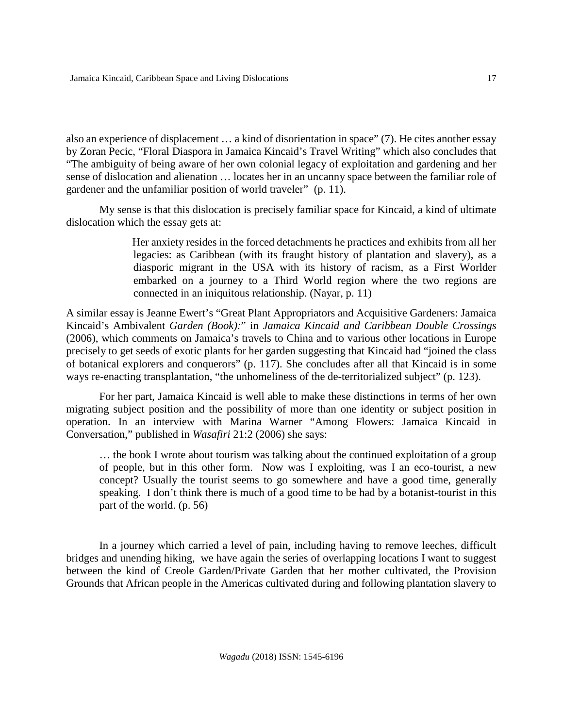also an experience of displacement … a kind of disorientation in space" (7). He cites another essay by Zoran Pecic, "Floral Diaspora in Jamaica Kincaid's Travel Writing" which also concludes that "The ambiguity of being aware of her own colonial legacy of exploitation and gardening and her sense of dislocation and alienation … locates her in an uncanny space between the familiar role of gardener and the unfamiliar position of world traveler" (p. 11).

My sense is that this dislocation is precisely familiar space for Kincaid, a kind of ultimate dislocation which the essay gets at:

> Her anxiety resides in the forced detachments he practices and exhibits from all her legacies: as Caribbean (with its fraught history of plantation and slavery), as a diasporic migrant in the USA with its history of racism, as a First Worlder embarked on a journey to a Third World region where the two regions are connected in an iniquitous relationship. (Nayar, p. 11)

A similar essay is Jeanne Ewert's "Great Plant Appropriators and Acquisitive Gardeners: Jamaica Kincaid's Ambivalent *Garden (Book)*:" in *Jamaica Kincaid and Caribbean Double Crossings* (2006), which comments on Jamaica's travels to China and to various other locations in Europe precisely to get seeds of exotic plants for her garden suggesting that Kincaid had "joined the class of botanical explorers and conquerors" (p. 117). She concludes after all that Kincaid is in some ways re-enacting transplantation, "the unhomeliness of the de-territorialized subject" (p. 123).

For her part, Jamaica Kincaid is well able to make these distinctions in terms of her own migrating subject position and the possibility of more than one identity or subject position in operation. In an interview with Marina Warner "Among Flowers: Jamaica Kincaid in Conversation," published in *Wasafiri* 21:2 (2006) she says:

> … the book I wrote about tourism was talking about the continued exploitation of a group of people, but in this other form. Now was I exploiting, was I an eco-tourist, a new concept? Usually the tourist seems to go somewhere and have a good time, generally speaking. I don't think there is much of a good time to be had by a botanist-tourist in this part of the world. (p. 56)

In a journey which carried a level of pain, including having to remove leeches, difficult bridges and unending hiking, we have again the series of overlapping locations I want to suggest between the kind of Creole Garden/Private Garden that her mother cultivated, the Provision Grounds that African people in the Americas cultivated during and following plantation slavery to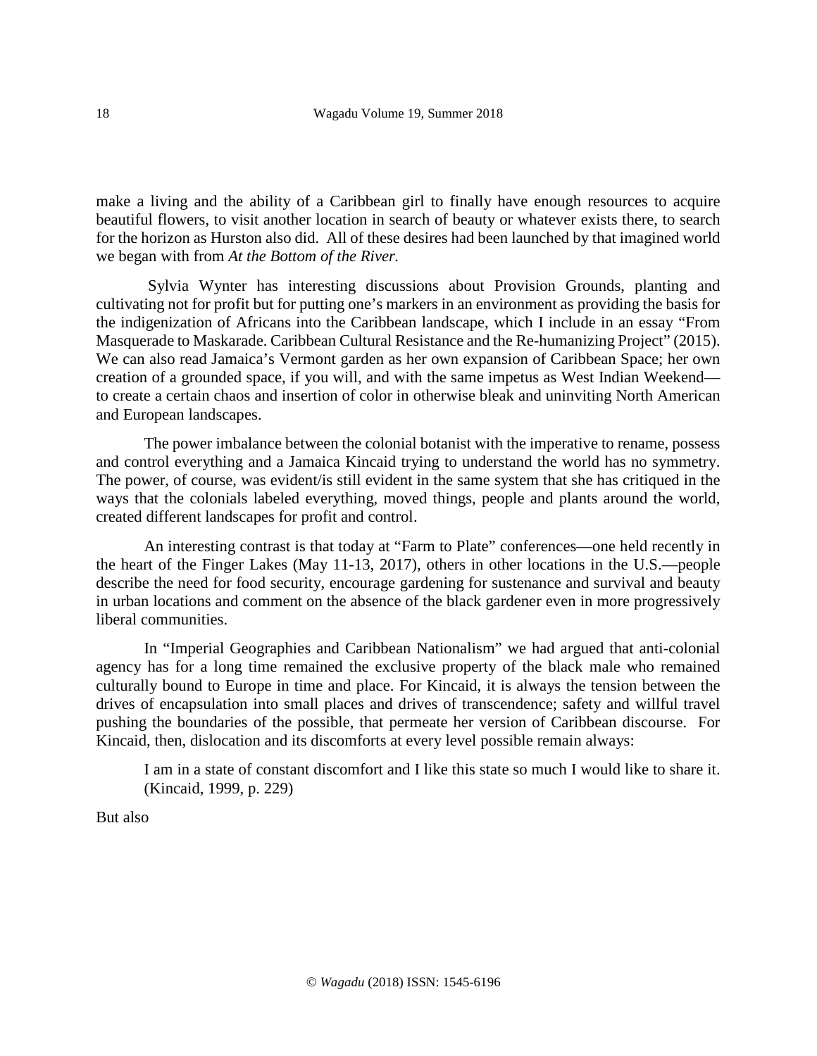make a living and the ability of a Caribbean girl to finally have enough resources to acquire beautiful flowers, to visit another location in search of beauty or whatever exists there, to search for the horizon as Hurston also did. All of these desires had been launched by that imagined world we began with from *At the Bottom of the River.*

Sylvia Wynter has interesting discussions about Provision Grounds, planting and cultivating not for profit but for putting one's markers in an environment as providing the basis for the indigenization of Africans into the Caribbean landscape, which I include in an essay "From Masquerade to Maskarade. Caribbean Cultural Resistance and the Re-humanizing Project" (2015). We can also read Jamaica's Vermont garden as her own expansion of Caribbean Space; her own creation of a grounded space, if you will, and with the same impetus as West Indian Weekend—to create a certain chaos and insertion of color in otherwise bleak and uninviting North American and European landscapes.

The power imbalance between the colonial botanist with the imperative to rename, possess and control everything and a Jamaica Kincaid trying to understand the world has no symmetry. The power, of course, was evident/is still evident in the same system that she has critiqued in the ways that the colonials labeled everything, moved things, people and plants around the world, created different landscapes for profit and control.

An interesting contrast is that today at "Farm to Plate" conferences—one held recently in the heart of the Finger Lakes (May 11-13, 2017), others in other locations in the U.S.—people describe the need for food security, encourage gardening for sustenance and survival and beauty in urban locations and comment on the absence of the black gardener even in more progressively liberal communities.

In "Imperial Geographies and Caribbean Nationalism" we had argued that anti-colonial agency has for a long time remained the exclusive property of the black male who remained culturally bound to Europe in time and place. For Kincaid, it is always the tension between the drives of encapsulation into small places and drives of transcendence; safety and willful travel pushing the boundaries of the possible, that permeate her version of Caribbean discourse. For Kincaid, then, dislocation and its discomforts at every level possible remain always:

> I am in a state of constant discomfort and I like this state so much I would like to share it. (Kincaid, 1999, p. 229)

But also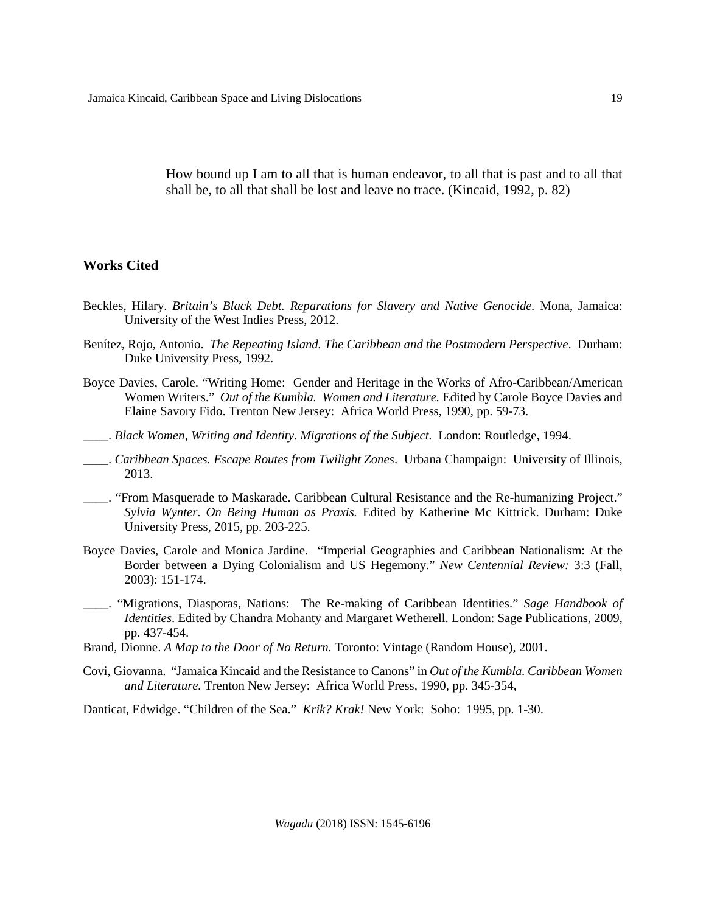> How bound up I am to all that is human endeavor, to all that is past and to all that shall be, to all that shall be lost and leave no trace. (Kincaid, 1992, p. 82)

## Works Cited

Beckles, Hilary. *Britain's Black Debt. Reparations for Slavery and Native Genocide.* Mona, Jamaica: University of the West Indies Press, 2012.

Benítez, Rojo, Antonio. *The Repeating Island. The Caribbean and the Postmodern Perspective*. Durham: Duke University Press, 1992.

Boyce Davies, Carole. "Writing Home: Gender and Heritage in the Works of Afro-Caribbean/American Women Writers." *Out of the Kumbla. Women and Literature.* Edited by Carole Boyce Davies and Elaine Savory Fido. Trenton New Jersey: Africa World Press, 1990, pp. 59-73.

____. *Black Women, Writing and Identity. Migrations of the Subject.* London: Routledge, 1994.

____. *Caribbean Spaces. Escape Routes from Twilight Zones*. Urbana Champaign: University of Illinois, 2013.

____. "From Masquerade to Maskarade. Caribbean Cultural Resistance and the Re-humanizing Project." *Sylvia Wynter. On Being Human as Praxis.* Edited by Katherine Mc Kittrick. Durham: Duke University Press, 2015, pp. 203-225.

Boyce Davies, Carole and Monica Jardine. "Imperial Geographies and Caribbean Nationalism: At the Border between a Dying Colonialism and US Hegemony." *New Centennial Review:* 3:3 (Fall, 2003): 151-174.

____. "Migrations, Diasporas, Nations: The Re-making of Caribbean Identities." *Sage Handbook of Identities*. Edited by Chandra Mohanty and Margaret Wetherell. London: Sage Publications, 2009, pp. 437-454.

Brand, Dionne. *A Map to the Door of No Return.* Toronto: Vintage (Random House), 2001.

Covi, Giovanna. "Jamaica Kincaid and the Resistance to Canons" in *Out of the Kumbla. Caribbean Women and Literature.* Trenton New Jersey: Africa World Press, 1990, pp. 345-354,

Danticat, Edwidge. "Children of the Sea." *Krik? Krak!* New York: Soho: 1995, pp. 1-30.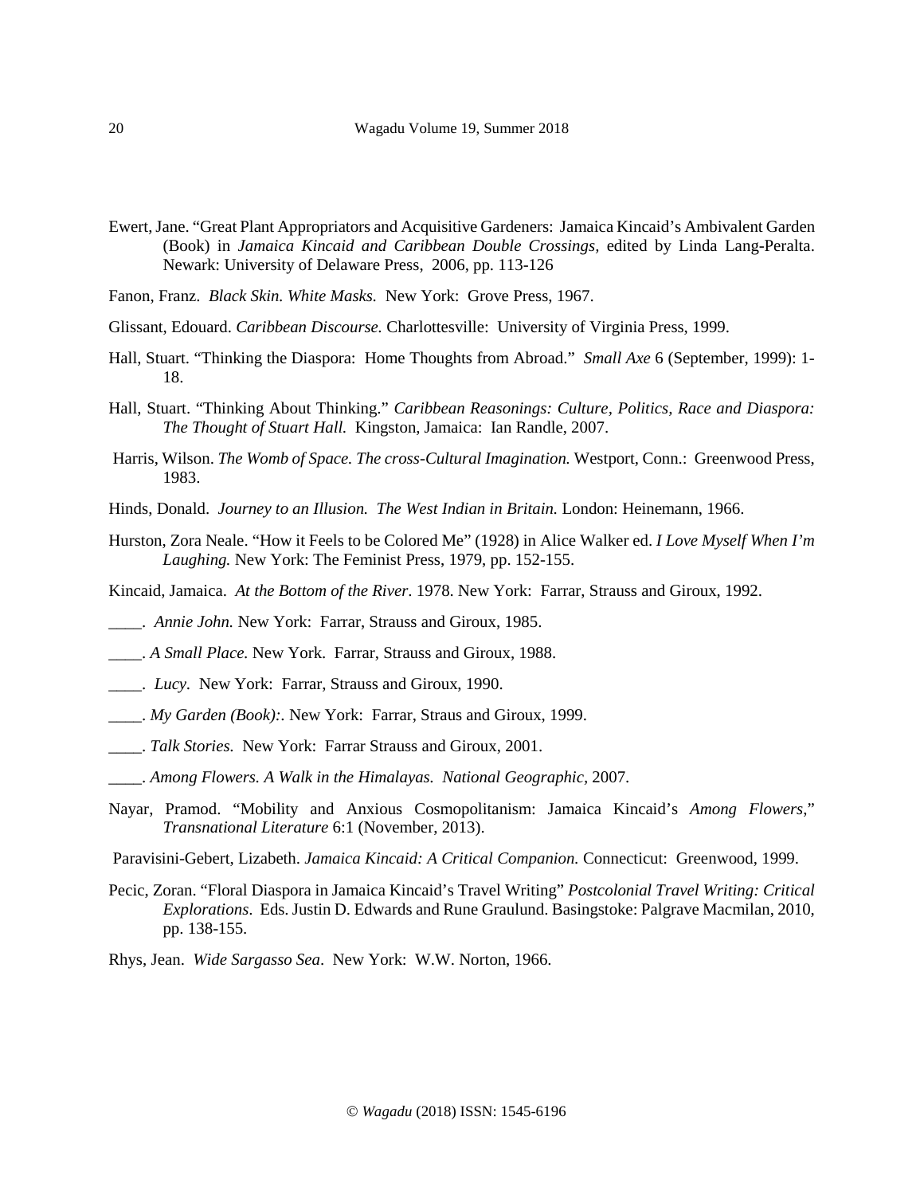Ewert, Jane. "Great Plant Appropriators and Acquisitive Gardeners: Jamaica Kincaid's Ambivalent Garden (Book) in *Jamaica Kincaid and Caribbean Double Crossings*, edited by Linda Lang-Peralta. Newark: University of Delaware Press, 2006, pp. 113-126

Fanon, Franz. *Black Skin. White Masks.* New York: Grove Press, 1967.

Glissant, Edouard. *Caribbean Discourse.* Charlottesville: University of Virginia Press, 1999.

Hall, Stuart. "Thinking the Diaspora: Home Thoughts from Abroad." *Small Axe* 6 (September, 1999): 1-18.

Hall, Stuart. "Thinking About Thinking." *Caribbean Reasonings: Culture, Politics, Race and Diaspora: The Thought of Stuart Hall.* Kingston, Jamaica: Ian Randle, 2007.

Harris, Wilson. *The Womb of Space. The cross-Cultural Imagination.* Westport, Conn.: Greenwood Press, 1983.

Hinds, Donald. *Journey to an Illusion. The West Indian in Britain.* London: Heinemann, 1966.

Hurston, Zora Neale. "How it Feels to be Colored Me" (1928) in Alice Walker ed. *I Love Myself When I'm Laughing.* New York: The Feminist Press, 1979, pp. 152-155.

Kincaid, Jamaica. *At the Bottom of the River*. 1978. New York: Farrar, Strauss and Giroux, 1992.

____. *Annie John.* New York: Farrar, Strauss and Giroux, 1985.

____. *A Small Place.* New York. Farrar, Strauss and Giroux, 1988.

____. *Lucy*. New York: Farrar, Strauss and Giroux, 1990.

____. *My Garden (Book):*. New York: Farrar, Straus and Giroux, 1999.

____. *Talk Stories.* New York: Farrar Strauss and Giroux, 2001.

____. *Among Flowers. A Walk in the Himalayas. National Geographic,* 2007.

Nayar, Pramod. "Mobility and Anxious Cosmopolitanism: Jamaica Kincaid's *Among Flowers*," *Transnational Literature* 6:1 (November, 2013).

Paravisini-Gebert, Lizabeth. *Jamaica Kincaid: A Critical Companion.* Connecticut: Greenwood, 1999.

Pecic, Zoran. "Floral Diaspora in Jamaica Kincaid's Travel Writing" *Postcolonial Travel Writing: Critical Explorations*. Eds. Justin D. Edwards and Rune Graulund. Basingstoke: Palgrave Macmilan, 2010, pp. 138-155.

Rhys, Jean. *Wide Sargasso Sea*. New York: W.W. Norton, 1966.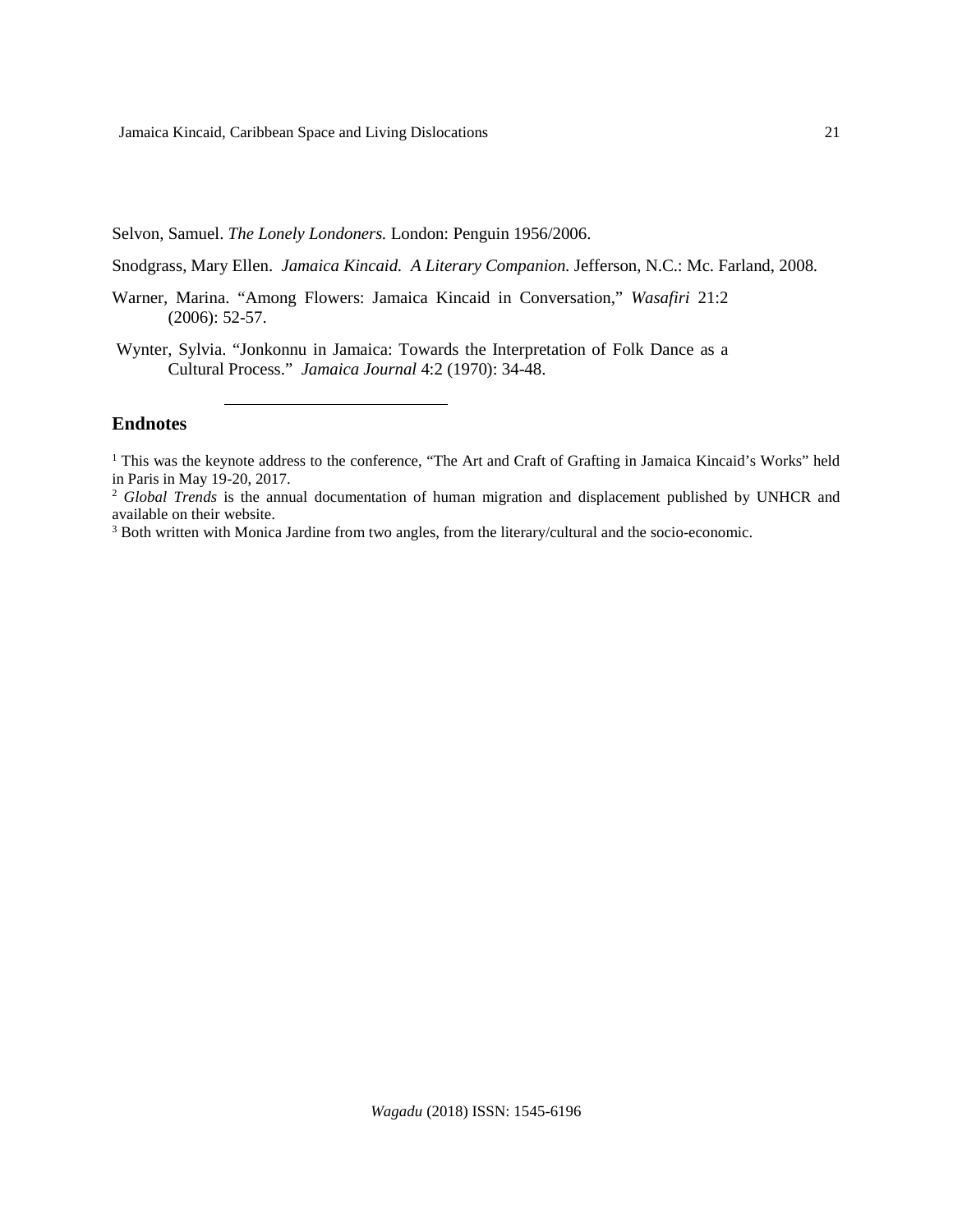Selvon, Samuel. *The Lonely Londoners.* London: Penguin 1956/2006.

Snodgrass, Mary Ellen. *Jamaica Kincaid. A Literary Companion.* Jefferson, N.C.: Mc. Farland, 2008.

Warner, Marina. "Among Flowers: Jamaica Kincaid in Conversation," *Wasafiri* 21:2 (2006): 52-57.

Wynter, Sylvia. "Jonkonnu in Jamaica: Towards the Interpretation of Folk Dance as a Cultural Process." *Jamaica Journal* 4:2 (1970): 34-48.

## Endnotes

[1] This was the keynote address to the conference, "The Art and Craft of Grafting in Jamaica Kincaid's Works" held in Paris in May 19-20, 2017.

[2] *Global Trends* is the annual documentation of human migration and displacement published by UNHCR and available on their website.

[3] Both written with Monica Jardine from two angles, from the literary/cultural and the socio-economic.